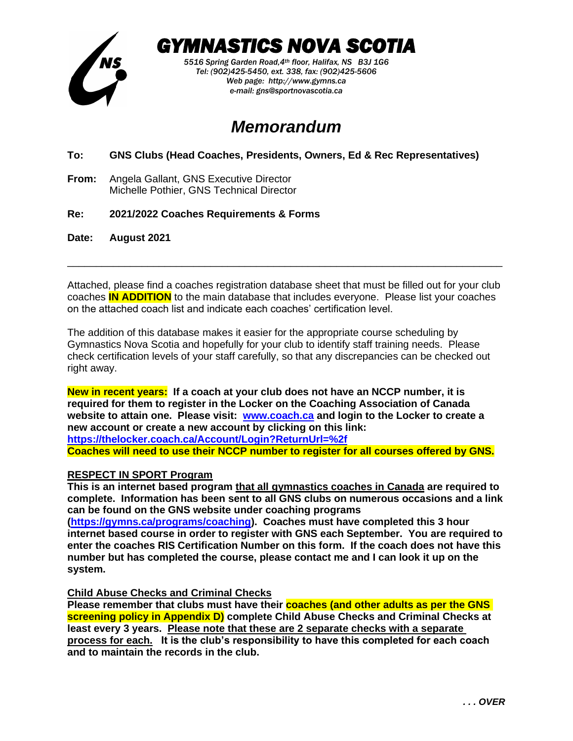# GYMNASTICS NOVA SCOTIA

*5516 Spring Garden Road,4th floor, Halifax, NS B3J 1G6*
*Tel: (902)425-5450, ext. 338, fax: (902)425-5606*
*Web page: http://www.gymns.ca*
*e-mail: gns@sportnovascotia.ca*

## *Memorandum*

**To:** **GNS Clubs (Head Coaches, Presidents, Owners, Ed & Rec Representatives)**

**From:** Angela Gallant, GNS Executive Director
Michelle Pothier, GNS Technical Director

**Re:** **2021/2022 Coaches Requirements & Forms**

**Date:** **August 2021**

---

Attached, please find a coaches registration database sheet that must be filled out for your club coaches **IN ADDITION** to the main database that includes everyone. Please list your coaches on the attached coach list and indicate each coaches' certification level.

The addition of this database makes it easier for the appropriate course scheduling by Gymnastics Nova Scotia and hopefully for your club to identify staff training needs. Please check certification levels of your staff carefully, so that any discrepancies can be checked out right away.

**New in recent years:** **If a coach at your club does not have an NCCP number, it is required for them to register in the Locker on the Coaching Association of Canada website to attain one. Please visit: [www.coach.ca](http://www.coach.ca) and login to the Locker to create a new account or create a new account by clicking on this link: [https://thelocker.coach.ca/Account/Login?ReturnUrl=%2f](https://thelocker.coach.ca/Account/Login?ReturnUrl=%2f)**
**Coaches will need to use their NCCP number to register for all courses offered by GNS.**

**RESPECT IN SPORT Program**

**This is an internet based program that all gymnastics coaches in Canada are required to complete. Information has been sent to all GNS clubs on numerous occasions and a link can be found on the GNS website under coaching programs ([https://gymns.ca/programs/coaching](https://gymns.ca/programs/coaching)). Coaches must have completed this 3 hour internet based course in order to register with GNS each September. You are required to enter the coaches RIS Certification Number on this form. If the coach does not have this number but has completed the course, please contact me and I can look it up on the system.**

**Child Abuse Checks and Criminal Checks**

**Please remember that clubs must have their coaches (and other adults as per the GNS screening policy in Appendix D) complete Child Abuse Checks and Criminal Checks at least every 3 years. Please note that these are 2 separate checks with a separate process for each. It is the club's responsibility to have this completed for each coach and to maintain the records in the club.**

*. . . OVER*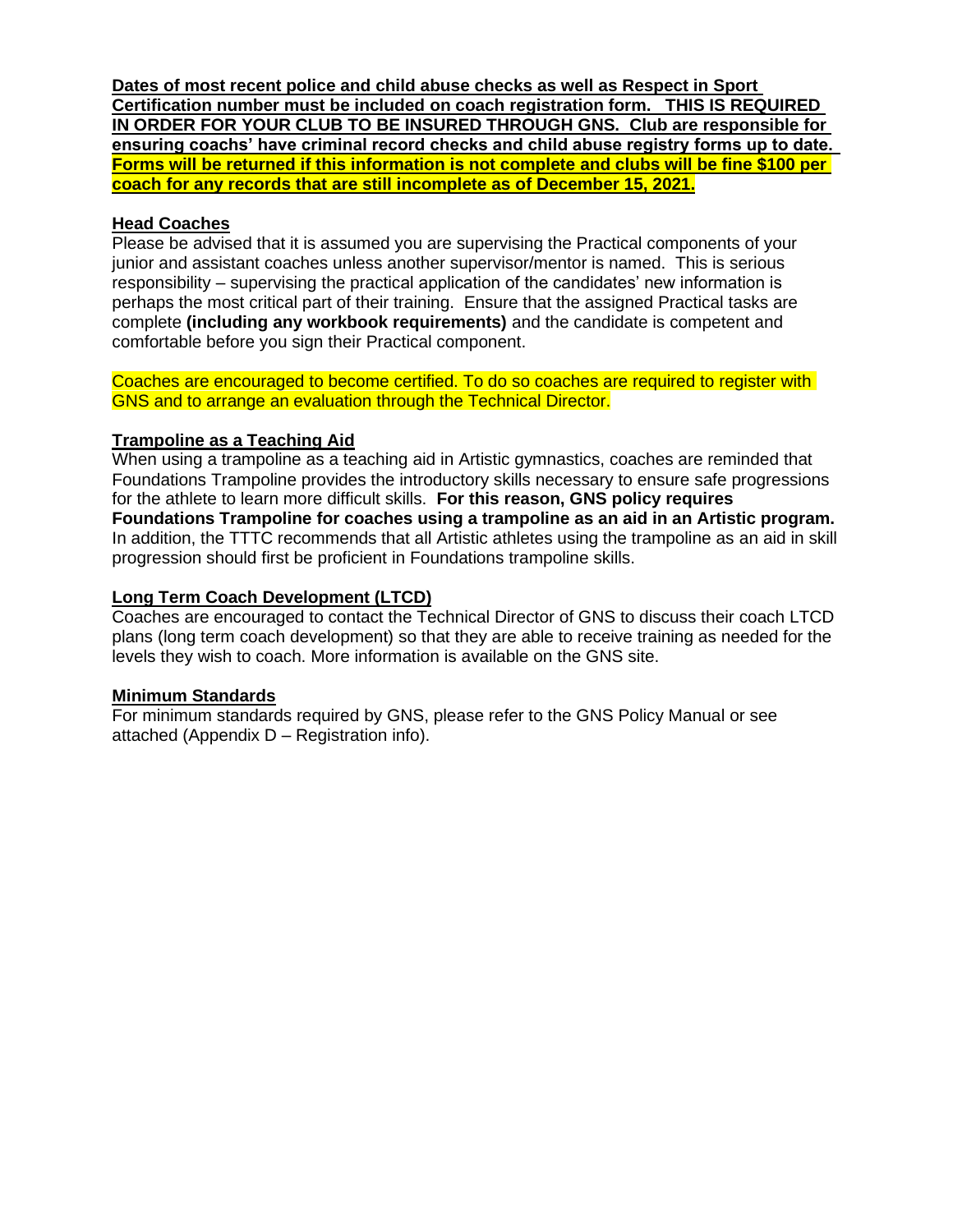**Dates of most recent police and child abuse checks as well as Respect in Sport Certification number must be included on coach registration form. THIS IS REQUIRED IN ORDER FOR YOUR CLUB TO BE INSURED THROUGH GNS. Club are responsible for ensuring coachs' have criminal record checks and child abuse registry forms up to date. Forms will be returned if this information is not complete and clubs will be fine $100 per coach for any records that are still incomplete as of December 15, 2021.**

## Head Coaches

Please be advised that it is assumed you are supervising the Practical components of your junior and assistant coaches unless another supervisor/mentor is named. This is serious responsibility – supervising the practical application of the candidates' new information is perhaps the most critical part of their training. Ensure that the assigned Practical tasks are complete **(including any workbook requirements)** and the candidate is competent and comfortable before you sign their Practical component.

Coaches are encouraged to become certified. To do so coaches are required to register with GNS and to arrange an evaluation through the Technical Director.

## Trampoline as a Teaching Aid

When using a trampoline as a teaching aid in Artistic gymnastics, coaches are reminded that Foundations Trampoline provides the introductory skills necessary to ensure safe progressions for the athlete to learn more difficult skills. **For this reason, GNS policy requires Foundations Trampoline for coaches using a trampoline as an aid in an Artistic program.** In addition, the TTTC recommends that all Artistic athletes using the trampoline as an aid in skill progression should first be proficient in Foundations trampoline skills.

## Long Term Coach Development (LTCD)

Coaches are encouraged to contact the Technical Director of GNS to discuss their coach LTCD plans (long term coach development) so that they are able to receive training as needed for the levels they wish to coach. More information is available on the GNS site.

## Minimum Standards

For minimum standards required by GNS, please refer to the GNS Policy Manual or see attached (Appendix D – Registration info).